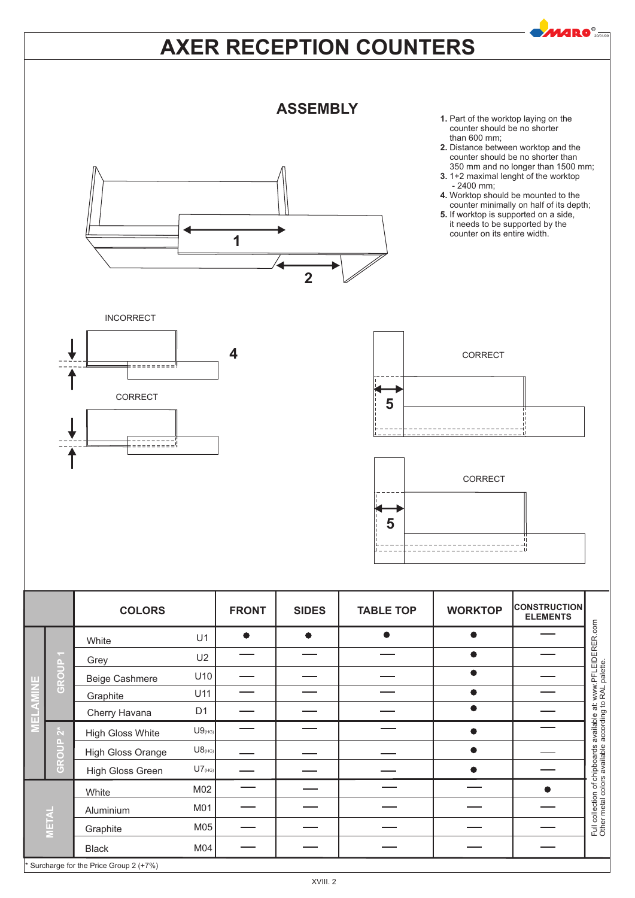# AXER RECEPTION COUNTERS

## ASSEMBLY

1. Part of the worktop laying on the counter should be no shorter than 600 mm;
2. Distance between worktop and the counter should be no shorter than 350 mm and no longer than 1500 mm;
3. 1+2 maximal lenght of the worktop - 2400 mm;
4. Worktop should be mounted to the counter minimally on half of its depth;
5. If worktop is supported on a side, it needs to be supported by the counter on its entire width.

1

2

INCORRECT

4

CORRECT

CORRECT

5

CORRECT

5

| | | COLORS | | FRONT | SIDES | TABLE TOP | WORKTOP | CONSTRUCTION ELEMENTS |
|---|---|---|---|---|---|---|---|---|
| MELAMINE | GROUP 1 | White | U1 | ● | ● | ● | ● | — |
| | | Grey | U2 | — | — | — | ● | — |
| | | Beige Cashmere | U10 | — | — | — | ● | — |
| | | Graphite | U11 | — | — | — | ● | — |
| | | Cherry Havana | D1 | — | — | — | ● | — |
| | GROUP 2* | High Gloss White | U9(HG) | — | — | — | ● | — |
| | | High Gloss Orange | U8(HG) | — | — | — | ● | — |
| | | High Gloss Green | U7(HG) | — | — | — | ● | — |
| METAL | | White | M02 | — | — | — | — | ● |
| | | Aluminium | M01 | — | — | — | — | — |
| | | Graphite | M05 | — | — | — | — | — |
| | | Black | M04 | — | — | — | — | — |

Full collection of chipboards available at: www.PFLEIDERER.com
Other metal colors available according to RAL palette.

* Surcharge for the Price Group 2 (+7%)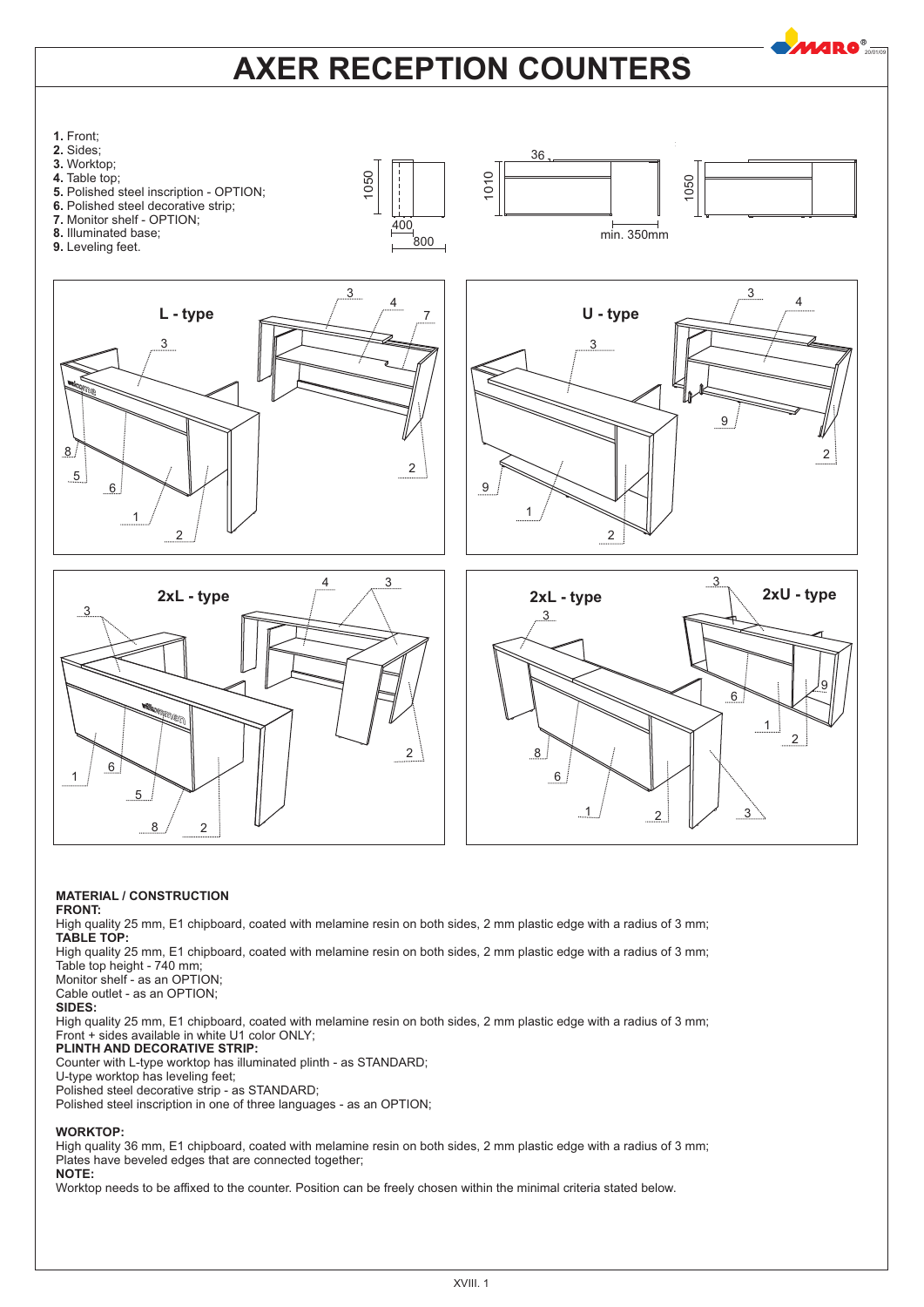# AXER RECEPTION COUNTERS

1. Front;
2. Sides;
3. Worktop;
4. Table top;
5. Polished steel inscription - OPTION;
6. Polished steel decorative strip;
7. Monitor shelf - OPTION;
8. Illuminated base;
9. Leveling feet.

**MATERIAL / CONSTRUCTION**

**FRONT:**
High quality 25 mm, E1 chipboard, coated with melamine resin on both sides, 2 mm plastic edge with a radius of 3 mm;

**TABLE TOP:**
High quality 25 mm, E1 chipboard, coated with melamine resin on both sides, 2 mm plastic edge with a radius of 3 mm;
Table top height - 740 mm;
Monitor shelf - as an OPTION;
Cable outlet - as an OPTION;

**SIDES:**
High quality 25 mm, E1 chipboard, coated with melamine resin on both sides, 2 mm plastic edge with a radius of 3 mm;
Front + sides available in white U1 color ONLY;

**PLINTH AND DECORATIVE STRIP:**
Counter with L-type worktop has illuminated plinth - as STANDARD;
U-type worktop has leveling feet;
Polished steel decorative strip - as STANDARD;
Polished steel inscription in one of three languages - as an OPTION;

**WORKTOP:**
High quality 36 mm, E1 chipboard, coated with melamine resin on both sides, 2 mm plastic edge with a radius of 3 mm;
Plates have beveled edges that are connected together;

**NOTE:**
Worktop needs to be affixed to the counter. Position can be freely chosen within the minimal criteria stated below.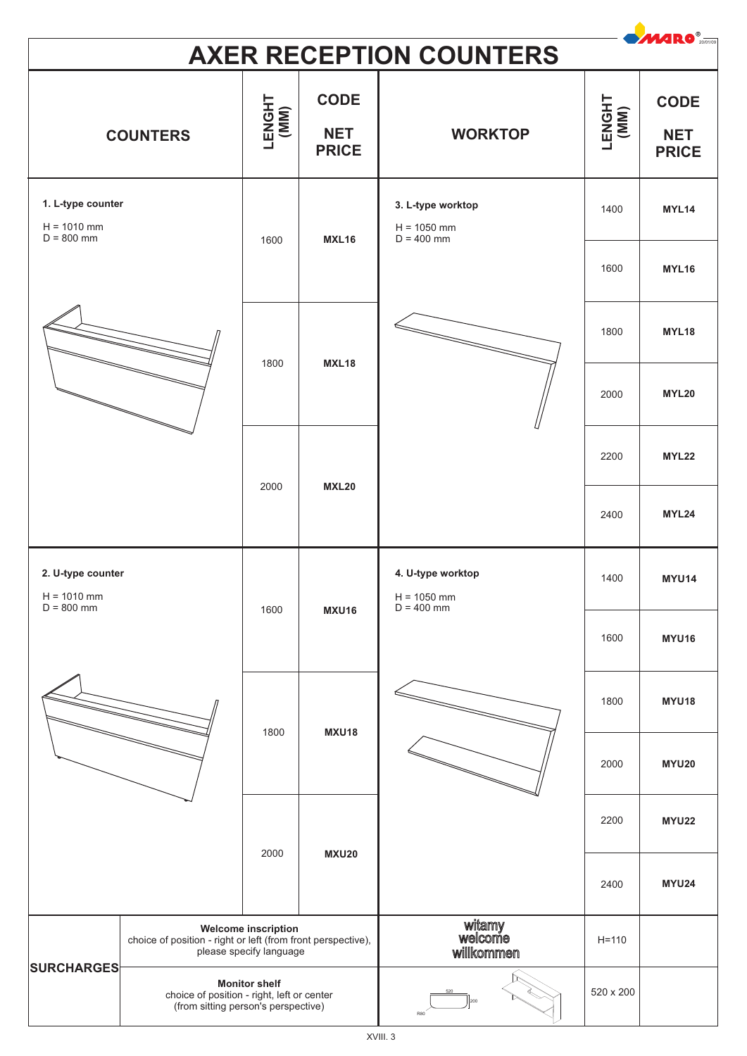# AXER RECEPTION COUNTERS

| COUNTERS | LENGHT (MM) | CODE NET PRICE | WORKTOP | LENGHT (MM) | CODE NET PRICE |
|---|---|---|---|---|---|
| **1. L-type counter** H = 1010 mm D = 800 mm | 1600 | **MXL16** | **3. L-type worktop** H = 1050 mm D = 400 mm | 1400 | **MYL14** |
| | | | | 1600 | **MYL16** |
| | 1800 | **MXL18** | | 1800 | **MYL18** |
| | | | | 2000 | **MYL20** |
| | 2000 | **MXL20** | | 2200 | **MYL22** |
| | | | | 2400 | **MYL24** |
| **2. U-type counter** H = 1010 mm D = 800 mm | 1600 | **MXU16** | **4. U-type worktop** H = 1050 mm D = 400 mm | 1400 | **MYU14** |
| | | | | 1600 | **MYU16** |
| | 1800 | **MXU18** | | 1800 | **MYU18** |
| | | | | 2000 | **MYU20** |
| | 2000 | **MXU20** | | 2200 | **MYU22** |
| | | | | 2400 | **MYU24** |

| SURCHARGES | | | | |
|---|---|---|---|---|
| **SURCHARGES** | **Welcome inscription** choice of position - right or left (from front perspective), please specify language | witamy welcome willkommen | H=110 | |
| | **Monitor shelf** choice of position - right, left or center (from sitting person's perspective) | 520 200 R80 | 520 x 200 | |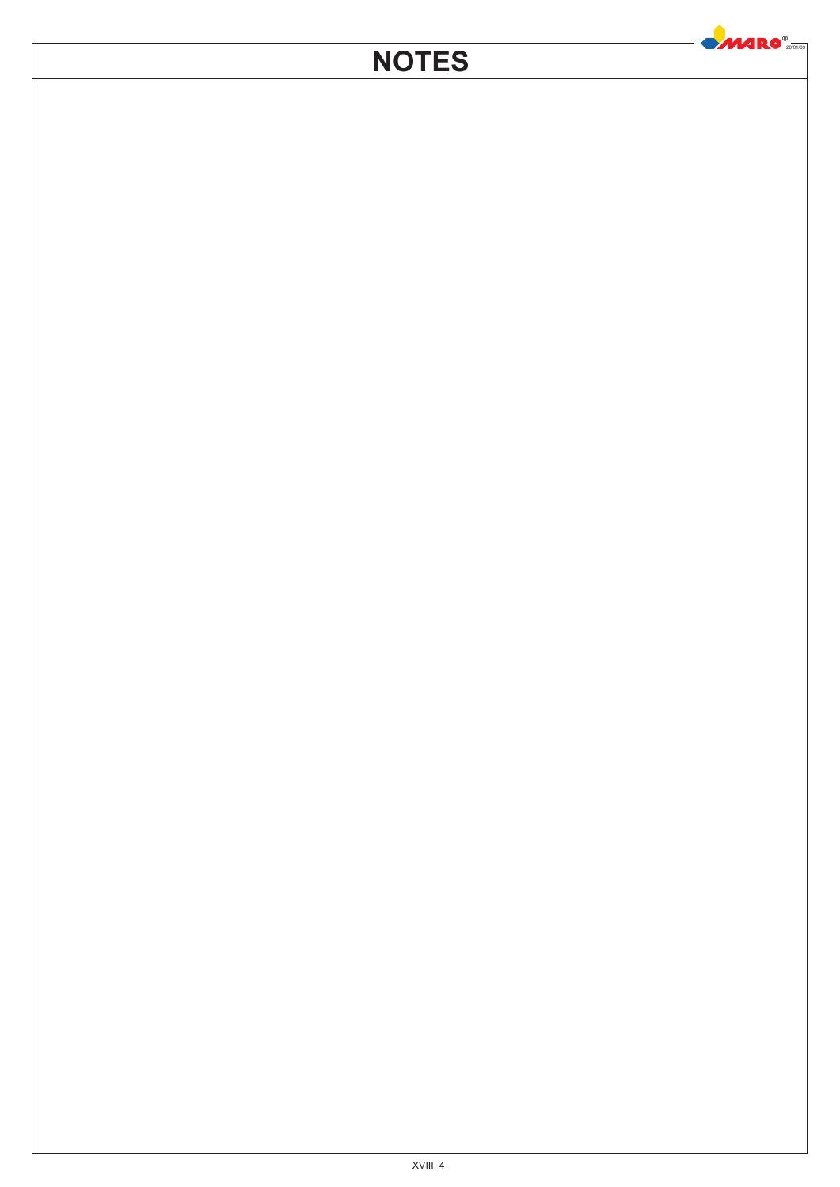# NOTES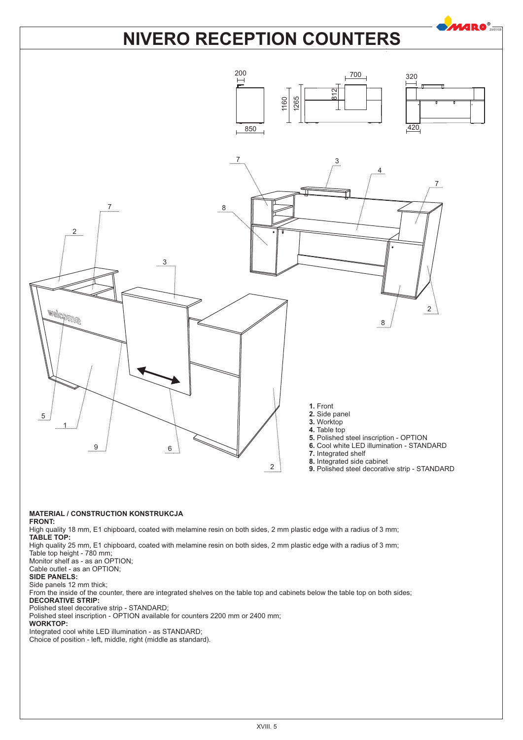# NIVERO RECEPTION COUNTERS

1. Front
2. Side panel
3. Worktop
4. Table top
5. Polished steel inscription - OPTION
6. Cool white LED illumination - STANDARD
7. Integrated shelf
8. Integrated side cabinet
9. Polished steel decorative strip - STANDARD

**MATERIAL / CONSTRUCTION KONSTRUKCJA**

**FRONT:**

High quality 18 mm, E1 chipboard, coated with melamine resin on both sides, 2 mm plastic edge with a radius of 3 mm;

**TABLE TOP:**

High quality 25 mm, E1 chipboard, coated with melamine resin on both sides, 2 mm plastic edge with a radius of 3 mm;
Table top height - 780 mm;
Monitor shelf as - as an OPTION;
Cable outlet - as an OPTION;

**SIDE PANELS:**

Side panels 12 mm thick;
From the inside of the counter, there are integrated shelves on the table top and cabinets below the table top on both sides;

**DECORATIVE STRIP:**

Polished steel decorative strip - STANDARD;
Polished steel inscription - OPTION available for counters 2200 mm or 2400 mm;

**WORKTOP:**

Integrated cool white LED illumination - as STANDARD;
Choice of position - left, middle, right (middle as standard).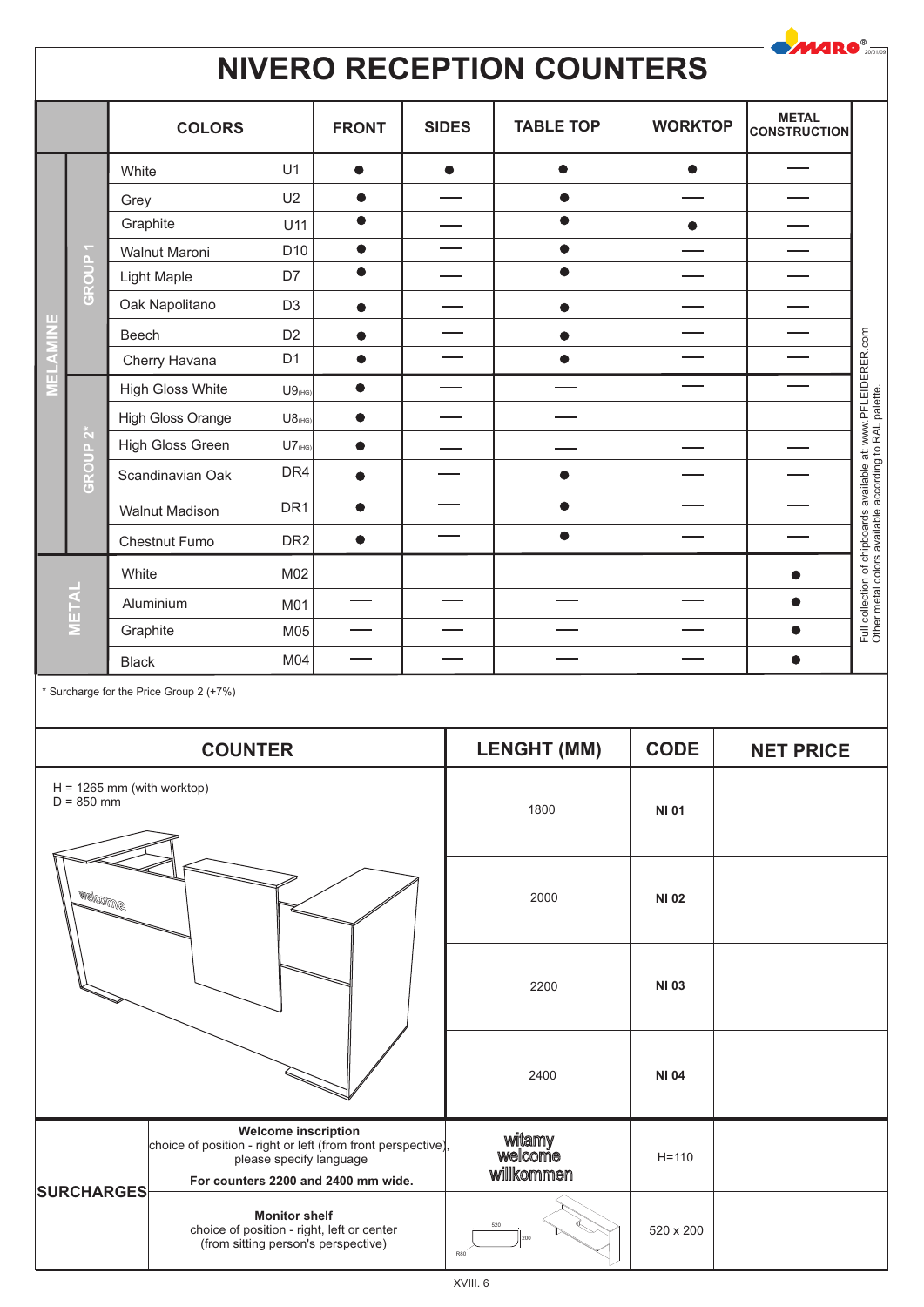# NIVERO RECEPTION COUNTERS

| | | COLORS | | FRONT | SIDES | TABLE TOP | WORKTOP | METAL CONSTRUCTION |
|---|---|---|---|---|---|---|---|---|
| MELAMINE | GROUP 1 | White | U1 | ● | ● | ● | ● | — |
| | | Grey | U2 | ● | — | ● | — | — |
| | | Graphite | U11 | ● | — | ● | ● | — |
| | | Walnut Maroni | D10 | ● | — | ● | — | — |
| | | Light Maple | D7 | ● | — | ● | — | — |
| | | Oak Napolitano | D3 | ● | — | ● | — | — |
| | | Beech | D2 | ● | — | ● | — | — |
| | | Cherry Havana | D1 | ● | — | ● | — | — |
| | GROUP 2* | High Gloss White | U9(HG) | ● | — | — | — | — |
| | | High Gloss Orange | U8(HG) | ● | — | — | — | — |
| | | High Gloss Green | U7(HG) | ● | — | — | — | — |
| | | Scandinavian Oak | DR4 | ● | — | ● | — | — |
| | | Walnut Madison | DR1 | ● | — | ● | — | — |
| | | Chestnut Fumo | DR2 | ● | — | ● | — | — |
| METAL | | White | M02 | — | — | — | — | ● |
| | | Aluminium | M01 | — | — | — | — | ● |
| | | Graphite | M05 | — | — | — | — | ● |
| | | Black | M04 | — | — | — | — | ● |

Full collection of chipboards available at: www.PFLEIDERER.com
Other metal colors available according to RAL palette.

* Surcharge for the Price Group 2 (+7%)

| COUNTER | LENGHT (MM) | CODE | NET PRICE |
|---|---|---|---|
| H = 1265 mm (with worktop) D = 850 mm | 1800 | NI 01 | |
| | 2000 | NI 02 | |
| | 2200 | NI 03 | |
| | 2400 | NI 04 | |

| SURCHARGES | | | | |
|---|---|---|---|---|
| | **Welcome inscription** choice of position - right or left (from front perspective), please specify language **For counters 2200 and 2400 mm wide.** | witamy welcome willkommen | H=110 | |
| | **Monitor shelf** choice of position - right, left or center (from sitting person's perspective) | 520 / 200 / R80 | 520 x 200 | |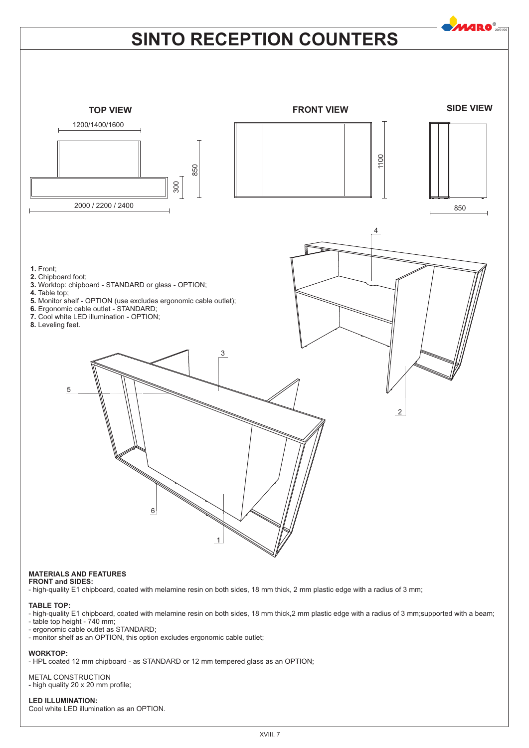# SINTO RECEPTION COUNTERS

**TOP VIEW**

1200/1400/1600

850

300

2000 / 2200 / 2400

**FRONT VIEW**

1100

**SIDE VIEW**

850

1. Front;
2. Chipboard foot;
3. Worktop: chipboard - STANDARD or glass - OPTION;
4. Table top;
5. Monitor shelf - OPTION (use excludes ergonomic cable outlet);
6. Ergonomic cable outlet - STANDARD;
7. Cool white LED illumination - OPTION;
8. Leveling feet.

**MATERIALS AND FEATURES**

**FRONT and SIDES:**

- high-quality E1 chipboard, coated with melamine resin on both sides, 18 mm thick, 2 mm plastic edge with a radius of 3 mm;

**TABLE TOP:**

- high-quality E1 chipboard, coated with melamine resin on both sides, 18 mm thick,2 mm plastic edge with a radius of 3 mm;supported with a beam;
- table top height - 740 mm;
- ergonomic cable outlet as STANDARD;
- monitor shelf as an OPTION, this option excludes ergonomic cable outlet;

**WORKTOP:**

- HPL coated 12 mm chipboard - as STANDARD or 12 mm tempered glass as an OPTION;

METAL CONSTRUCTION

- high quality 20 x 20 mm profile;

**LED ILLUMINATION:**

Cool white LED illumination as an OPTION.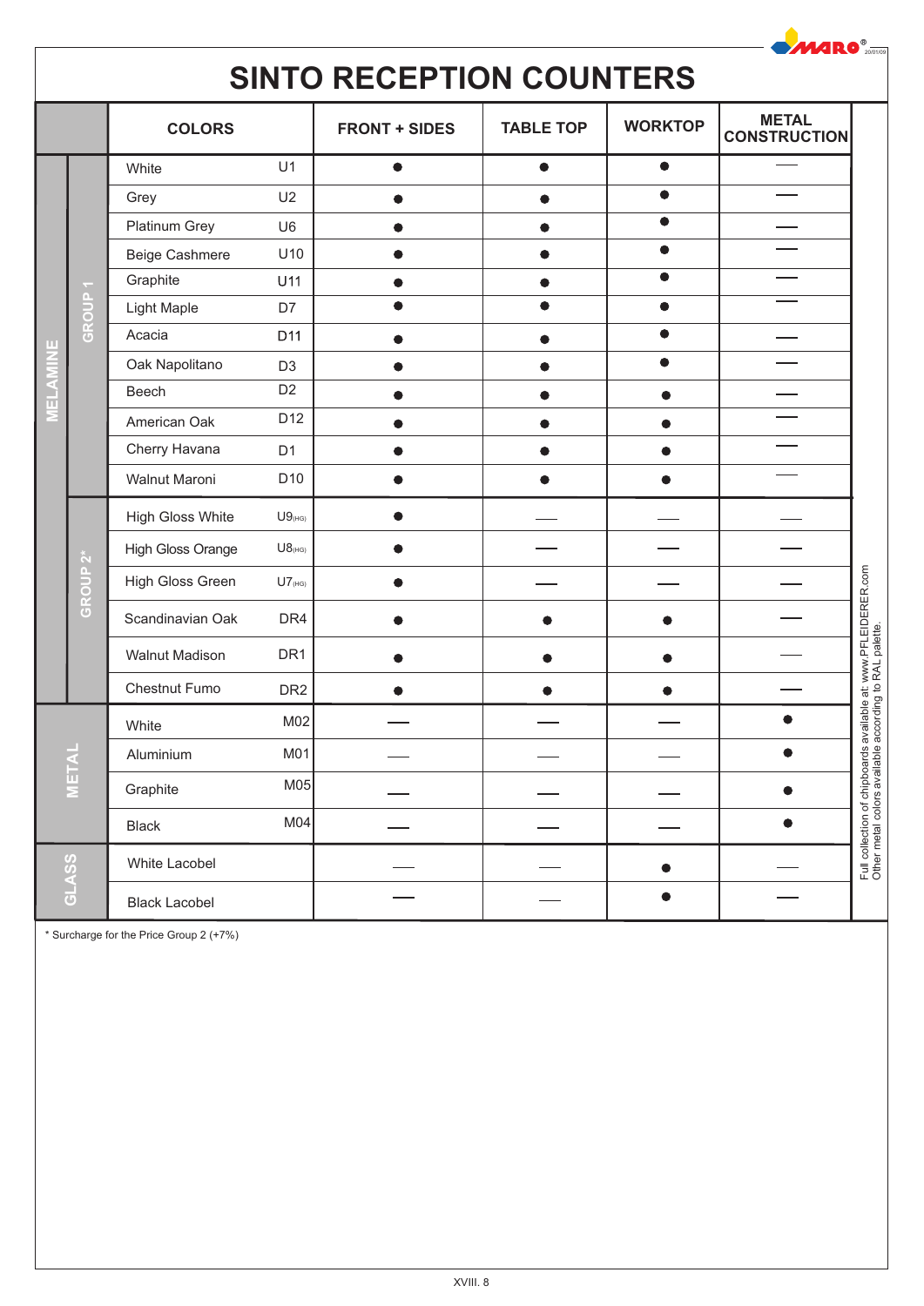# SINTO RECEPTION COUNTERS

| | | COLORS | | FRONT + SIDES | TABLE TOP | WORKTOP | METAL CONSTRUCTION |
|---|---|---|---|---|---|---|---|
| MELAMINE | GROUP 1 | White | U1 | ● | ● | ● | — |
| | | Grey | U2 | ● | ● | ● | — |
| | | Platinum Grey | U6 | ● | ● | ● | — |
| | | Beige Cashmere | U10 | ● | ● | ● | — |
| | | Graphite | U11 | ● | ● | ● | — |
| | | Light Maple | D7 | ● | ● | ● | — |
| | | Acacia | D11 | ● | ● | ● | — |
| | | Oak Napolitano | D3 | ● | ● | ● | — |
| | | Beech | D2 | ● | ● | ● | — |
| | | American Oak | D12 | ● | ● | ● | — |
| | | Cherry Havana | D1 | ● | ● | ● | — |
| | | Walnut Maroni | D10 | ● | ● | ● | — |
| | GROUP 2* | High Gloss White | U9(HG) | ● | — | — | — |
| | | High Gloss Orange | U8(HG) | ● | — | — | — |
| | | High Gloss Green | U7(HG) | ● | — | — | — |
| | | Scandinavian Oak | DR4 | ● | ● | ● | — |
| | | Walnut Madison | DR1 | ● | ● | ● | — |
| | | Chestnut Fumo | DR2 | ● | ● | ● | — |
| METAL | | White | M02 | — | — | — | ● |
| | | Aluminium | M01 | — | — | — | ● |
| | | Graphite | M05 | — | — | — | ● |
| | | Black | M04 | — | — | — | ● |
| GLASS | | White Lacobel | | — | — | ● | — |
| | | Black Lacobel | | — | — | ● | — |

Full collection of chipboards available at: www.PFLEIDERER.com
Other metal colors available according to RAL palette.

\* Surcharge for the Price Group 2 (+7%)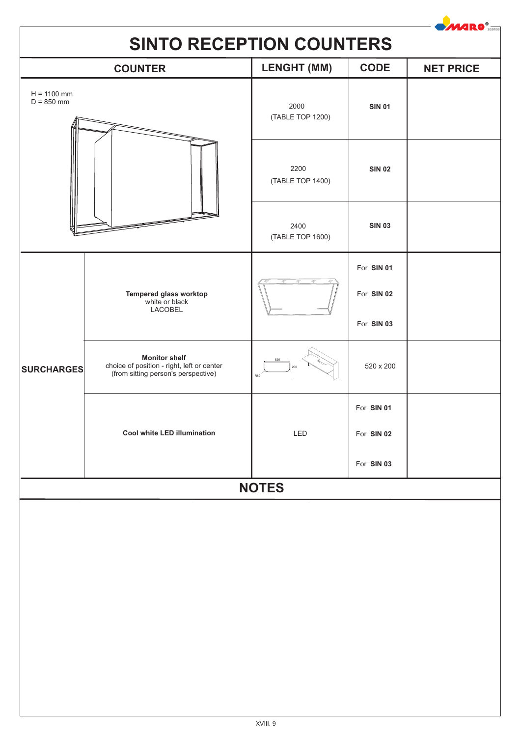# SINTO RECEPTION COUNTERS

| COUNTER | | LENGHT (MM) | CODE | NET PRICE |
|---|---|---|---|---|
| H = 1100 mm<br>D = 850 mm | | 2000<br>(TABLE TOP 1200) | SIN 01 | |
| | | 2200<br>(TABLE TOP 1400) | SIN 02 | |
| | | 2400<br>(TABLE TOP 1600) | SIN 03 | |
| SURCHARGES | **Tempered glass worktop**<br>white or black<br>LACOBEL | | For **SIN 01**<br>For **SIN 02**<br>For **SIN 03** | |
| | **Monitor shelf**<br>choice of position - right, left or center<br>(from sitting person's perspective) | 520<br>200<br>R80 | 520 x 200 | |
| | **Cool white LED illumination** | LED | For **SIN 01**<br>For **SIN 02**<br>For **SIN 03** | |

## NOTES